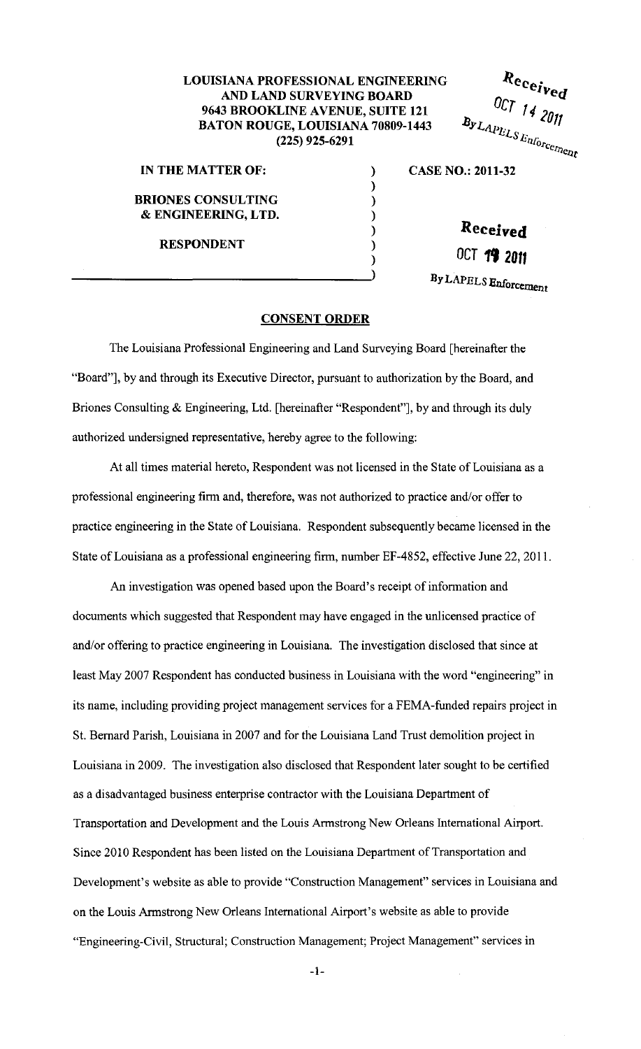**LOUISIANA PROFESSIONAL ENGINEERING AND LAND SURVEYING BOARD**
**9643 BROOKLINE AVENUE, SUITE 121**
**BATON ROUGE, LOUISIANA 70809-1443**
**(225) 925-6291**

Received
OCT 14 2011
By LAPELS Enforcement

| | | |
|---|---|---|
| **IN THE MATTER OF:** | ) | **CASE NO.: 2011-32** |
| | ) | |
| **BRIONES CONSULTING & ENGINEERING, LTD.** | ) | |
| | ) | **Received** |
| **RESPONDENT** | ) | OCT 19 2011 |
| | ) | By LAPELS Enforcement |

## CONSENT ORDER

The Louisiana Professional Engineering and Land Surveying Board [hereinafter the "Board"], by and through its Executive Director, pursuant to authorization by the Board, and Briones Consulting & Engineering, Ltd. [hereinafter "Respondent"], by and through its duly authorized undersigned representative, hereby agree to the following:

At all times material hereto, Respondent was not licensed in the State of Louisiana as a professional engineering firm and, therefore, was not authorized to practice and/or offer to practice engineering in the State of Louisiana. Respondent subsequently became licensed in the State of Louisiana as a professional engineering firm, number EF-4852, effective June 22, 2011.

An investigation was opened based upon the Board's receipt of information and documents which suggested that Respondent may have engaged in the unlicensed practice of and/or offering to practice engineering in Louisiana. The investigation disclosed that since at least May 2007 Respondent has conducted business in Louisiana with the word "engineering" in its name, including providing project management services for a FEMA-funded repairs project in St. Bernard Parish, Louisiana in 2007 and for the Louisiana Land Trust demolition project in Louisiana in 2009. The investigation also disclosed that Respondent later sought to be certified as a disadvantaged business enterprise contractor with the Louisiana Department of Transportation and Development and the Louis Armstrong New Orleans International Airport. Since 2010 Respondent has been listed on the Louisiana Department of Transportation and Development's website as able to provide "Construction Management" services in Louisiana and on the Louis Armstrong New Orleans International Airport's website as able to provide "Engineering-Civil, Structural; Construction Management; Project Management" services in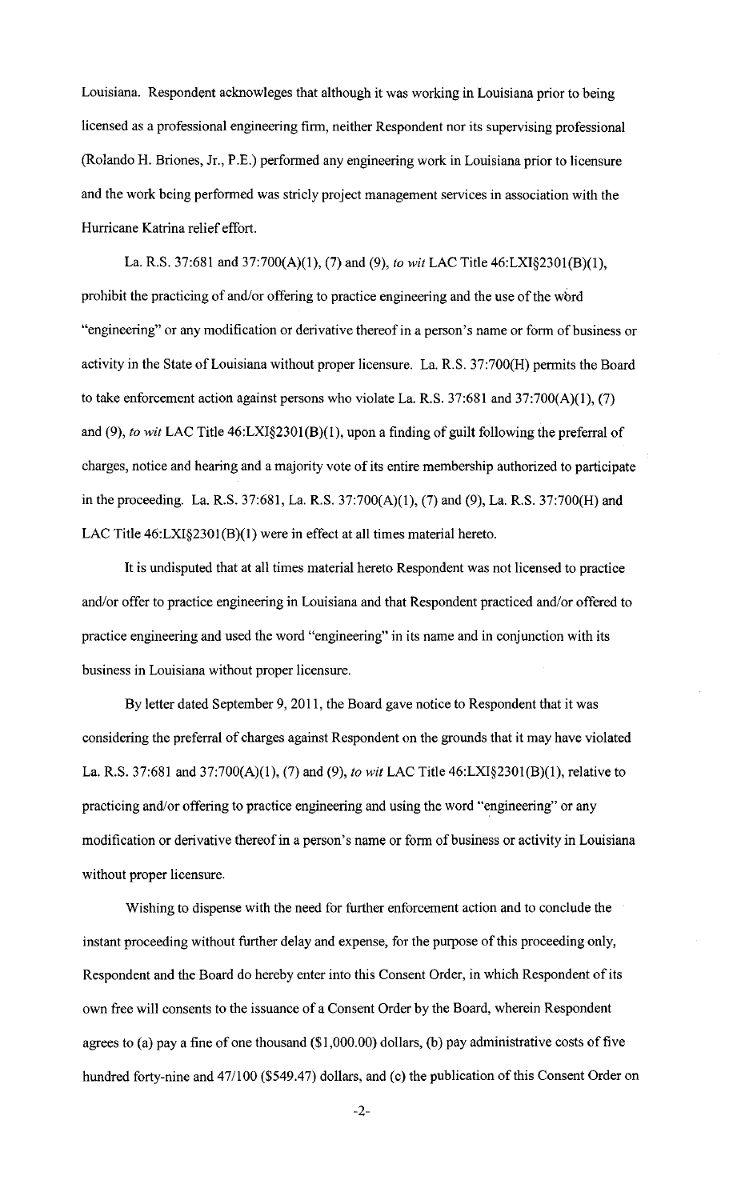Louisiana. Respondent acknowleges that although it was working in Louisiana prior to being licensed as a professional engineering firm, neither Respondent nor its supervising professional (Rolando H. Briones, Jr., P.E.) performed any engineering work in Louisiana prior to licensure and the work being performed was stricly project management services in association with the Hurricane Katrina relief effort.

La. R.S. 37:681 and 37:700(A)(1), (7) and (9), *to wit* LAC Title 46:LXI§2301(B)(1), prohibit the practicing of and/or offering to practice engineering and the use of the word "engineering" or any modification or derivative thereof in a person's name or form of business or activity in the State of Louisiana without proper licensure. La. R.S. 37:700(H) permits the Board to take enforcement action against persons who violate La. R.S. 37:681 and 37:700(A)(1), (7) and (9), *to wit* LAC Title 46:LXI§2301(B)(1), upon a finding of guilt following the preferral of charges, notice and hearing and a majority vote of its entire membership authorized to participate in the proceeding. La. R.S. 37:681, La. R.S. 37:700(A)(1), (7) and (9), La. R.S. 37:700(H) and LAC Title 46:LXI§2301(B)(1) were in effect at all times material hereto.

It is undisputed that at all times material hereto Respondent was not licensed to practice and/or offer to practice engineering in Louisiana and that Respondent practiced and/or offered to practice engineering and used the word "engineering" in its name and in conjunction with its business in Louisiana without proper licensure.

By letter dated September 9, 2011, the Board gave notice to Respondent that it was considering the preferral of charges against Respondent on the grounds that it may have violated La. R.S. 37:681 and 37:700(A)(1), (7) and (9), *to wit* LAC Title 46:LXI§2301(B)(1), relative to practicing and/or offering to practice engineering and using the word "engineering" or any modification or derivative thereof in a person's name or form of business or activity in Louisiana without proper licensure.

Wishing to dispense with the need for further enforcement action and to conclude the instant proceeding without further delay and expense, for the purpose of this proceeding only, Respondent and the Board do hereby enter into this Consent Order, in which Respondent of its own free will consents to the issuance of a Consent Order by the Board, wherein Respondent agrees to (a) pay a fine of one thousand ($1,000.00) dollars, (b) pay administrative costs of five hundred forty-nine and 47/100 ($549.47) dollars, and (c) the publication of this Consent Order on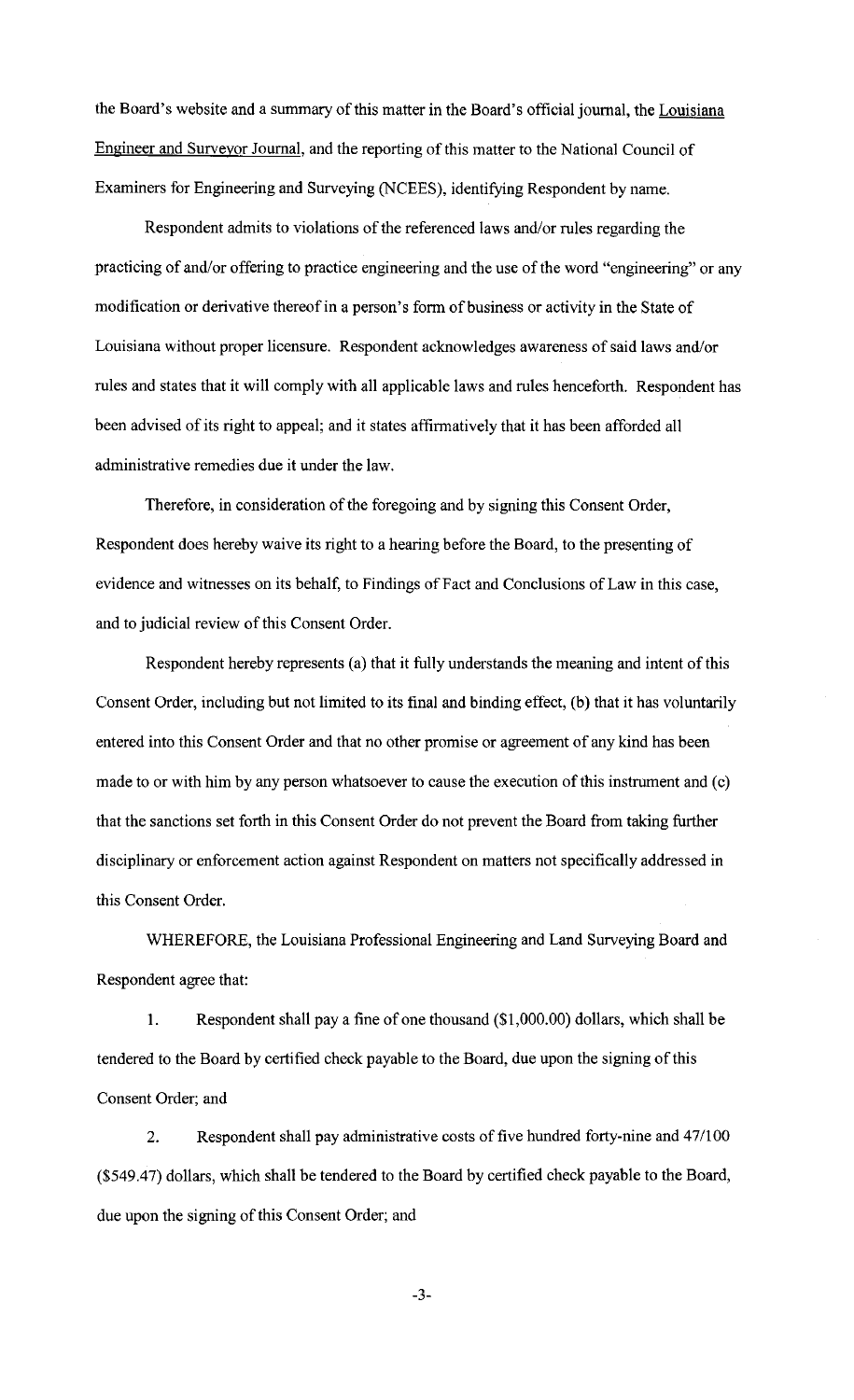the Board's website and a summary of this matter in the Board's official journal, the Louisiana Engineer and Surveyor Journal, and the reporting of this matter to the National Council of Examiners for Engineering and Surveying (NCEES), identifying Respondent by name.

Respondent admits to violations of the referenced laws and/or rules regarding the practicing of and/or offering to practice engineering and the use of the word "engineering" or any modification or derivative thereof in a person's form of business or activity in the State of Louisiana without proper licensure. Respondent acknowledges awareness of said laws and/or rules and states that it will comply with all applicable laws and rules henceforth. Respondent has been advised of its right to appeal; and it states affirmatively that it has been afforded all administrative remedies due it under the law.

Therefore, in consideration of the foregoing and by signing this Consent Order, Respondent does hereby waive its right to a hearing before the Board, to the presenting of evidence and witnesses on its behalf, to Findings of Fact and Conclusions of Law in this case, and to judicial review of this Consent Order.

Respondent hereby represents (a) that it fully understands the meaning and intent of this Consent Order, including but not limited to its final and binding effect, (b) that it has voluntarily entered into this Consent Order and that no other promise or agreement of any kind has been made to or with him by any person whatsoever to cause the execution of this instrument and (c) that the sanctions set forth in this Consent Order do not prevent the Board from taking further disciplinary or enforcement action against Respondent on matters not specifically addressed in this Consent Order.

WHEREFORE, the Louisiana Professional Engineering and Land Surveying Board and Respondent agree that:

1. Respondent shall pay a fine of one thousand ($1,000.00) dollars, which shall be tendered to the Board by certified check payable to the Board, due upon the signing of this Consent Order; and

2. Respondent shall pay administrative costs of five hundred forty-nine and 47/100 ($549.47) dollars, which shall be tendered to the Board by certified check payable to the Board, due upon the signing of this Consent Order; and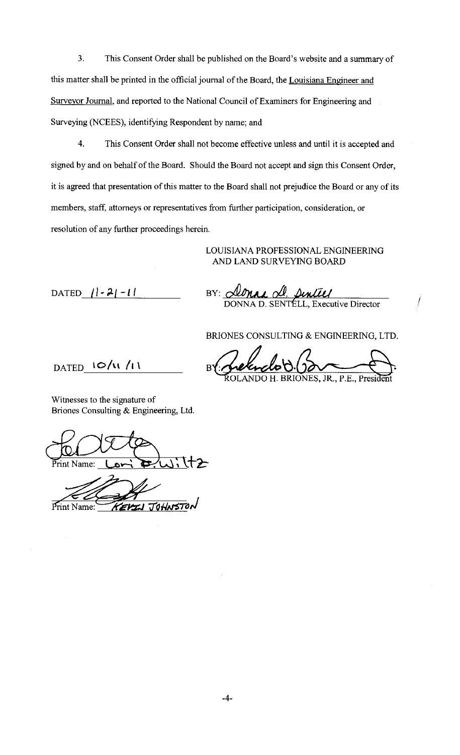3. This Consent Order shall be published on the Board's website and a summary of this matter shall be printed in the official journal of the Board, the Louisiana Engineer and Surveyor Journal, and reported to the National Council of Examiners for Engineering and Surveying (NCEES), identifying Respondent by name; and

4. This Consent Order shall not become effective unless and until it is accepted and signed by and on behalf of the Board. Should the Board not accept and sign this Consent Order, it is agreed that presentation of this matter to the Board shall not prejudice the Board or any of its members, staff, attorneys or representatives from further participation, consideration, or resolution of any further proceedings herein.

LOUISIANA PROFESSIONAL ENGINEERING AND LAND SURVEYING BOARD

DATED 11-21-11

BY: Donna D. Sentell
DONNA D. SENTELL, Executive Director

BRIONES CONSULTING & ENGINEERING, LTD.

DATED 10/11/11

BY: Rolando H. Briones
ROLANDO H. BRIONES, JR., P.E., President

Witnesses to the signature of
Briones Consulting & Engineering, Ltd.

Print Name: Lori E. Wiltz

Print Name: KEVIN JOHNSTON